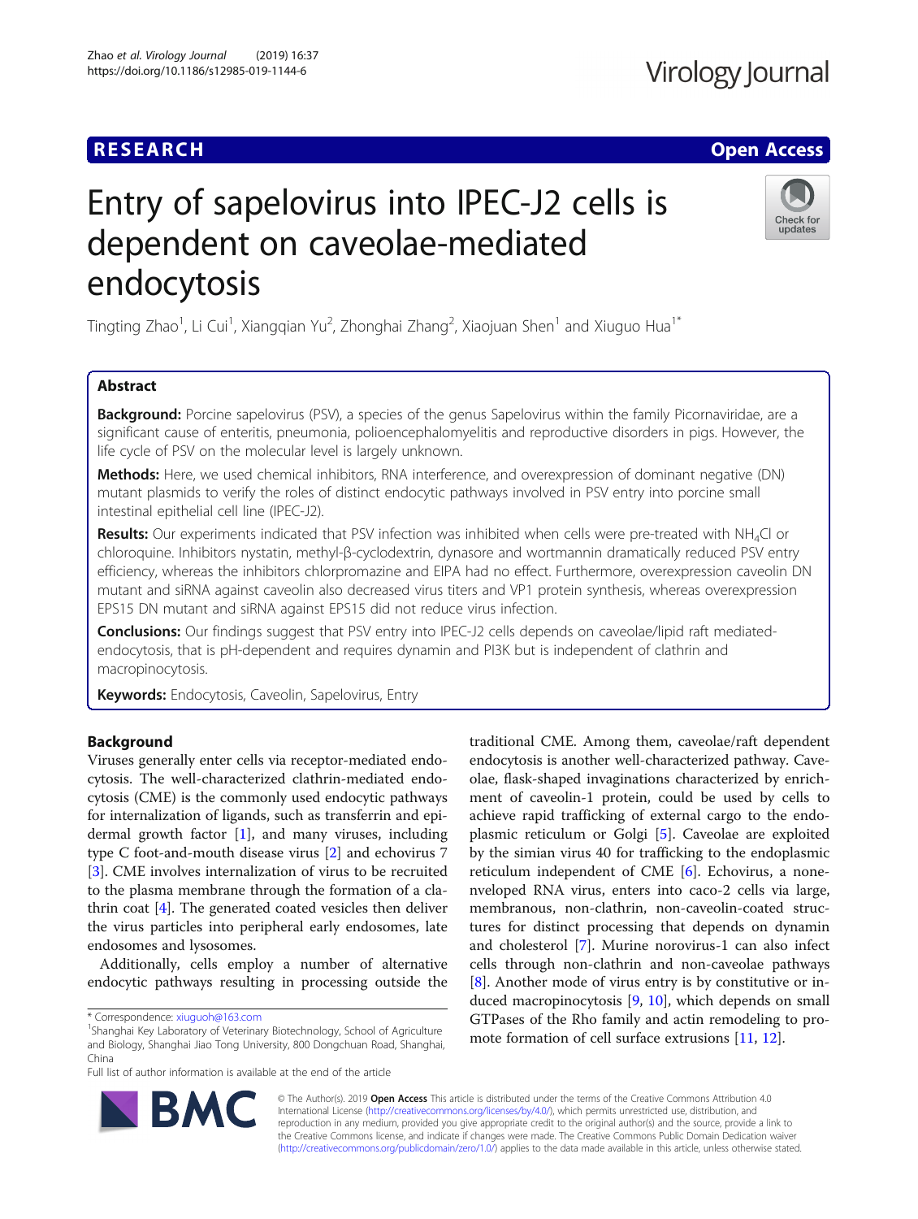RESEARCH | Open Access

# Entry of sapelovirus into IPEC-J2 cells is dependent on caveolae-mediated endocytosis

Tingting Zhao[1], Li Cui[1], Xiangqian Yu[2], Zhonghai Zhang[2], Xiaojuan Shen[1] and Xiuguo Hua[1*]

## Abstract

**Background:** Porcine sapelovirus (PSV), a species of the genus Sapelovirus within the family Picornaviridae, are a significant cause of enteritis, pneumonia, polioencephalomyelitis and reproductive disorders in pigs. However, the life cycle of PSV on the molecular level is largely unknown.

**Methods:** Here, we used chemical inhibitors, RNA interference, and overexpression of dominant negative (DN) mutant plasmids to verify the roles of distinct endocytic pathways involved in PSV entry into porcine small intestinal epithelial cell line (IPEC-J2).

**Results:** Our experiments indicated that PSV infection was inhibited when cells were pre-treated with $NH_4Cl$ or chloroquine. Inhibitors nystatin, methyl-β-cyclodextrin, dynasore and wortmannin dramatically reduced PSV entry efficiency, whereas the inhibitors chlorpromazine and EIPA had no effect. Furthermore, overexpression caveolin DN mutant and siRNA against caveolin also decreased virus titers and VP1 protein synthesis, whereas overexpression EPS15 DN mutant and siRNA against EPS15 did not reduce virus infection.

**Conclusions:** Our findings suggest that PSV entry into IPEC-J2 cells depends on caveolae/lipid raft mediated-endocytosis, that is pH-dependent and requires dynamin and PI3K but is independent of clathrin and macropinocytosis.

**Keywords:** Endocytosis, Caveolin, Sapelovirus, Entry

## Background

Viruses generally enter cells via receptor-mediated endocytosis. The well-characterized clathrin-mediated endocytosis (CME) is the commonly used endocytic pathways for internalization of ligands, such as transferrin and epidermal growth factor [1], and many viruses, including type C foot-and-mouth disease virus [2] and echovirus 7 [3]. CME involves internalization of virus to be recruited to the plasma membrane through the formation of a clathrin coat [4]. The generated coated vesicles then deliver the virus particles into peripheral early endosomes, late endosomes and lysosomes.

Additionally, cells employ a number of alternative endocytic pathways resulting in processing outside the traditional CME. Among them, caveolae/raft dependent endocytosis is another well-characterized pathway. Caveolae, flask-shaped invaginations characterized by enrichment of caveolin-1 protein, could be used by cells to achieve rapid trafficking of external cargo to the endoplasmic reticulum or Golgi [5]. Caveolae are exploited by the simian virus 40 for trafficking to the endoplasmic reticulum independent of CME [6]. Echovirus, a nonenveloped RNA virus, enters into caco-2 cells via large, membranous, non-clathrin, non-caveolin-coated structures for distinct processing that depends on dynamin and cholesterol [7]. Murine norovirus-1 can also infect cells through non-clathrin and non-caveolae pathways [8]. Another mode of virus entry is by constitutive or induced macropinocytosis [9, 10], which depends on small GTPases of the Rho family and actin remodeling to promote formation of cell surface extrusions [11, 12].

* Correspondence: xiuguoh@163.com
[1]Shanghai Key Laboratory of Veterinary Biotechnology, School of Agriculture and Biology, Shanghai Jiao Tong University, 800 Dongchuan Road, Shanghai, China
Full list of author information is available at the end of the article

© The Author(s). 2019 **Open Access** This article is distributed under the terms of the Creative Commons Attribution 4.0 International License (http://creativecommons.org/licenses/by/4.0/), which permits unrestricted use, distribution, and reproduction in any medium, provided you give appropriate credit to the original author(s) and the source, provide a link to the Creative Commons license, and indicate if changes were made. The Creative Commons Public Domain Dedication waiver (http://creativecommons.org/publicdomain/zero/1.0/) applies to the data made available in this article, unless otherwise stated.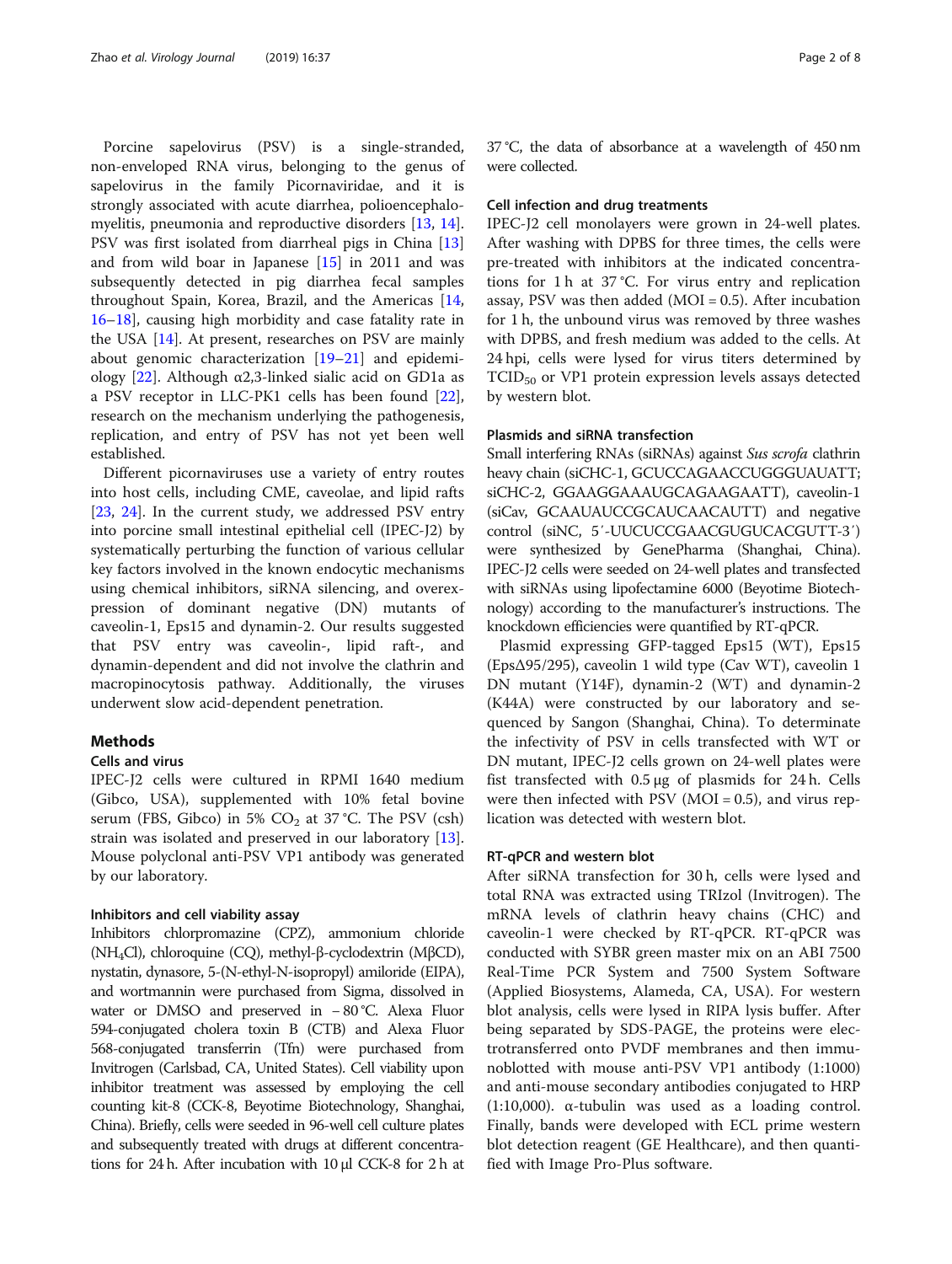Porcine sapelovirus (PSV) is a single-stranded, non-enveloped RNA virus, belonging to the genus of sapelovirus in the family Picornaviridae, and it is strongly associated with acute diarrhea, polioencephalomyelitis, pneumonia and reproductive disorders [13, 14]. PSV was first isolated from diarrheal pigs in China [13] and from wild boar in Japanese [15] in 2011 and was subsequently detected in pig diarrhea fecal samples throughout Spain, Korea, Brazil, and the Americas [14, 16–18], causing high morbidity and case fatality rate in the USA [14]. At present, researches on PSV are mainly about genomic characterization [19–21] and epidemiology [22]. Although α2,3-linked sialic acid on GD1a as a PSV receptor in LLC-PK1 cells has been found [22], research on the mechanism underlying the pathogenesis, replication, and entry of PSV has not yet been well established.

Different picornaviruses use a variety of entry routes into host cells, including CME, caveolae, and lipid rafts [23, 24]. In the current study, we addressed PSV entry into porcine small intestinal epithelial cell (IPEC-J2) by systematically perturbing the function of various cellular key factors involved in the known endocytic mechanisms using chemical inhibitors, siRNA silencing, and overexpression of dominant negative (DN) mutants of caveolin-1, Eps15 and dynamin-2. Our results suggested that PSV entry was caveolin-, lipid raft-, and dynamin-dependent and did not involve the clathrin and macropinocytosis pathway. Additionally, the viruses underwent slow acid-dependent penetration.

## Methods

### Cells and virus

IPEC-J2 cells were cultured in RPMI 1640 medium (Gibco, USA), supplemented with 10% fetal bovine serum (FBS, Gibco) in 5% $CO_2$ at 37 °C. The PSV (csh) strain was isolated and preserved in our laboratory [13]. Mouse polyclonal anti-PSV VP1 antibody was generated by our laboratory.

### Inhibitors and cell viability assay

Inhibitors chlorpromazine (CPZ), ammonium chloride ($NH_4Cl$), chloroquine (CQ), methyl-β-cyclodextrin (MβCD), nystatin, dynasore, 5-(N-ethyl-N-isopropyl) amiloride (EIPA), and wortmannin were purchased from Sigma, dissolved in water or DMSO and preserved in − 80 °C. Alexa Fluor 594-conjugated cholera toxin B (CTB) and Alexa Fluor 568-conjugated transferrin (Tfn) were purchased from Invitrogen (Carlsbad, CA, United States). Cell viability upon inhibitor treatment was assessed by employing the cell counting kit-8 (CCK-8, Beyotime Biotechnology, Shanghai, China). Briefly, cells were seeded in 96-well cell culture plates and subsequently treated with drugs at different concentrations for 24 h. After incubation with 10 μl CCK-8 for 2 h at 37 °C, the data of absorbance at a wavelength of 450 nm were collected.

### Cell infection and drug treatments

IPEC-J2 cell monolayers were grown in 24-well plates. After washing with DPBS for three times, the cells were pre-treated with inhibitors at the indicated concentrations for 1 h at 37 °C. For virus entry and replication assay, PSV was then added (MOI = 0.5). After incubation for 1 h, the unbound virus was removed by three washes with DPBS, and fresh medium was added to the cells. At 24 hpi, cells were lysed for virus titers determined by $TCID_{50}$ or VP1 protein expression levels assays detected by western blot.

### Plasmids and siRNA transfection

Small interfering RNAs (siRNAs) against *Sus scrofa* clathrin heavy chain (siCHC-1, GCUCCAGAACCUGGGUAUATT; siCHC-2, GGAAGGAAAUGCAGAAGAATT), caveolin-1 (siCav, GCAAUAUCCGCAUCAACAUTT) and negative control (siNC, 5′-UUCUCCGAACGUGUCACGUTT-3′) were synthesized by GenePharma (Shanghai, China). IPEC-J2 cells were seeded on 24-well plates and transfected with siRNAs using lipofectamine 6000 (Beyotime Biotechnology) according to the manufacturer's instructions. The knockdown efficiencies were quantified by RT-qPCR.

Plasmid expressing GFP-tagged Eps15 (WT), Eps15 (EpsΔ95/295), caveolin 1 wild type (Cav WT), caveolin 1 DN mutant (Y14F), dynamin-2 (WT) and dynamin-2 (K44A) were constructed by our laboratory and sequenced by Sangon (Shanghai, China). To determinate the infectivity of PSV in cells transfected with WT or DN mutant, IPEC-J2 cells grown on 24-well plates were fist transfected with 0.5 μg of plasmids for 24 h. Cells were then infected with PSV (MOI = 0.5), and virus replication was detected with western blot.

### RT-qPCR and western blot

After siRNA transfection for 30 h, cells were lysed and total RNA was extracted using TRIzol (Invitrogen). The mRNA levels of clathrin heavy chains (CHC) and caveolin-1 were checked by RT-qPCR. RT-qPCR was conducted with SYBR green master mix on an ABI 7500 Real-Time PCR System and 7500 System Software (Applied Biosystems, Alameda, CA, USA). For western blot analysis, cells were lysed in RIPA lysis buffer. After being separated by SDS-PAGE, the proteins were electrotransferred onto PVDF membranes and then immunoblotted with mouse anti-PSV VP1 antibody (1:1000) and anti-mouse secondary antibodies conjugated to HRP (1:10,000). α-tubulin was used as a loading control. Finally, bands were developed with ECL prime western blot detection reagent (GE Healthcare), and then quantified with Image Pro-Plus software.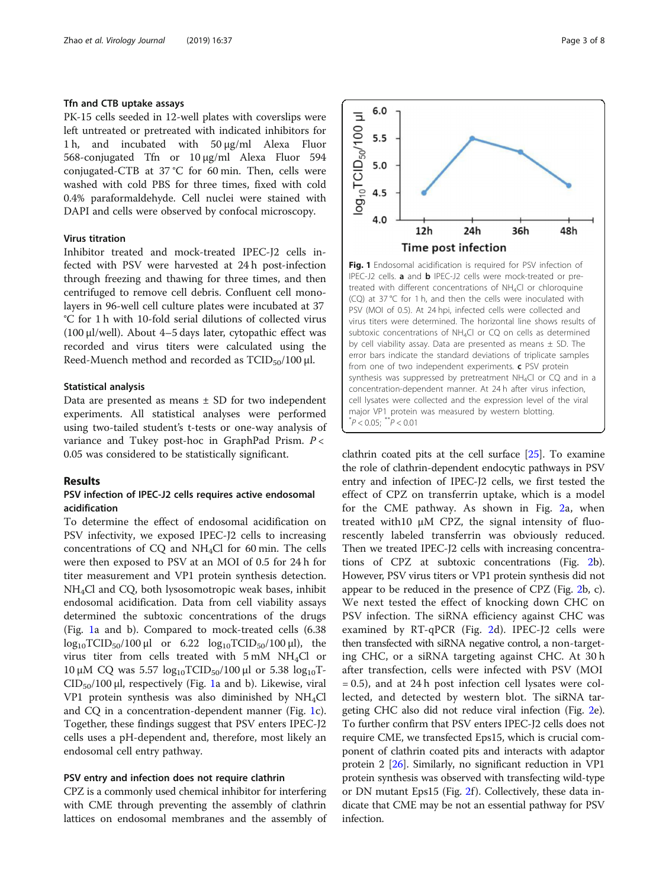### Tfn and CTB uptake assays

PK-15 cells seeded in 12-well plates with coverslips were left untreated or pretreated with indicated inhibitors for 1 h, and incubated with 50 μg/ml Alexa Fluor 568-conjugated Tfn or 10 μg/ml Alexa Fluor 594 conjugated-CTB at 37 °C for 60 min. Then, cells were washed with cold PBS for three times, fixed with cold 0.4% paraformaldehyde. Cell nuclei were stained with DAPI and cells were observed by confocal microscopy.

### Virus titration

Inhibitor treated and mock-treated IPEC-J2 cells infected with PSV were harvested at 24 h post-infection through freezing and thawing for three times, and then centrifuged to remove cell debris. Confluent cell monolayers in 96-well cell culture plates were incubated at 37 °C for 1 h with 10-fold serial dilutions of collected virus (100 μl/well). About 4–5 days later, cytopathic effect was recorded and virus titers were calculated using the Reed-Muench method and recorded as $TCID_{50}$/100 μl.

### Statistical analysis

Data are presented as means ± SD for two independent experiments. All statistical analyses were performed using two-tailed student's t-tests or one-way analysis of variance and Tukey post-hoc in GraphPad Prism. $P < 0.05$ was considered to be statistically significant.

## Results

### PSV infection of IPEC-J2 cells requires active endosomal acidification

To determine the effect of endosomal acidification on PSV infectivity, we exposed IPEC-J2 cells to increasing concentrations of CQ and $NH_4Cl$ for 60 min. The cells were then exposed to PSV at an MOI of 0.5 for 24 h for titer measurement and VP1 protein synthesis detection. $NH_4Cl$ and CQ, both lysosomotropic weak bases, inhibit endosomal acidification. Data from cell viability assays determined the subtoxic concentrations of the drugs (Fig. 1a and b). Compared to mock-treated cells (6.38 $log_{10}TCID_{50}$/100 μl or 6.22 $log_{10}TCID_{50}$/100 μl), the virus titer from cells treated with 5 mM $NH_4Cl$ or 10 μM CQ was 5.57 $log_{10}TCID_{50}$/100 μl or 5.38 $log_{10}TCID_{50}$/100 μl, respectively (Fig. 1a and b). Likewise, viral VP1 protein synthesis was also diminished by $NH_4Cl$ and CQ in a concentration-dependent manner (Fig. 1c). Together, these findings suggest that PSV enters IPEC-J2 cells uses a pH-dependent and, therefore, most likely an endosomal cell entry pathway.

### PSV entry and infection does not require clathrin

CPZ is a commonly used chemical inhibitor for interfering with CME through preventing the assembly of clathrin lattices on endosomal membranes and the assembly of clathrin coated pits at the cell surface [25]. To examine the role of clathrin-mediated endocytic pathways in PSV entry and infection of IPEC-J2 cells, we first tested the effect of CPZ on transferrin uptake, which is a model for the CME pathway. As shown in Fig. 2a, when treated with10 μM CPZ, the signal intensity of fluorescently labeled transferrin was obviously reduced. Then we treated IPEC-J2 cells with increasing concentrations of CPZ at subtoxic concentrations (Fig. 2b). However, PSV virus titers or VP1 protein synthesis did not appear to be reduced in the presence of CPZ (Fig. 2b, c). We next tested the effect of knocking down CHC on PSV infection. The siRNA efficiency against CHC was examined by RT-qPCR (Fig. 2d). IPEC-J2 cells were then transfected with siRNA negative control, a non-targeting CHC, or a siRNA targeting against CHC. At 30 h after transfection, cells were infected with PSV (MOI = 0.5), and at 24 h post infection cell lysates were collected, and detected by western blot. The siRNA targeting CHC also did not reduce viral infection (Fig. 2e). To further confirm that PSV enters IPEC-J2 cells does not require CME, we transfected Eps15, which is crucial component of clathrin coated pits and interacts with adaptor protein 2 [26]. Similarly, no significant reduction in VP1 protein synthesis was observed with transfecting wild-type or DN mutant Eps15 (Fig. 2f). Collectively, these data indicate that CME may be not an essential pathway for PSV infection.

**Fig. 1** Endosomal acidification is required for PSV infection of IPEC-J2 cells. **a** and **b** IPEC-J2 cells were mock-treated or pretreated with different concentrations of $NH_4Cl$ or chloroquine (CQ) at 37 °C for 1 h, and then the cells were inoculated with PSV (MOI of 0.5). At 24 hpi, infected cells were collected and virus titers were determined. The horizontal line shows results of subtoxic concentrations of $NH_4Cl$ or CQ on cells as determined by cell viability assay. Data are presented as means ± SD. The error bars indicate the standard deviations of triplicate samples from one of two independent experiments. **c** PSV protein synthesis was suppressed by pretreatment $NH_4Cl$ or CQ and in a concentration-dependent manner. At 24 h after virus infection, cell lysates were collected and the expression level of the viral major VP1 protein was measured by western blotting. [*] $P < 0.05$; [**] $P < 0.01$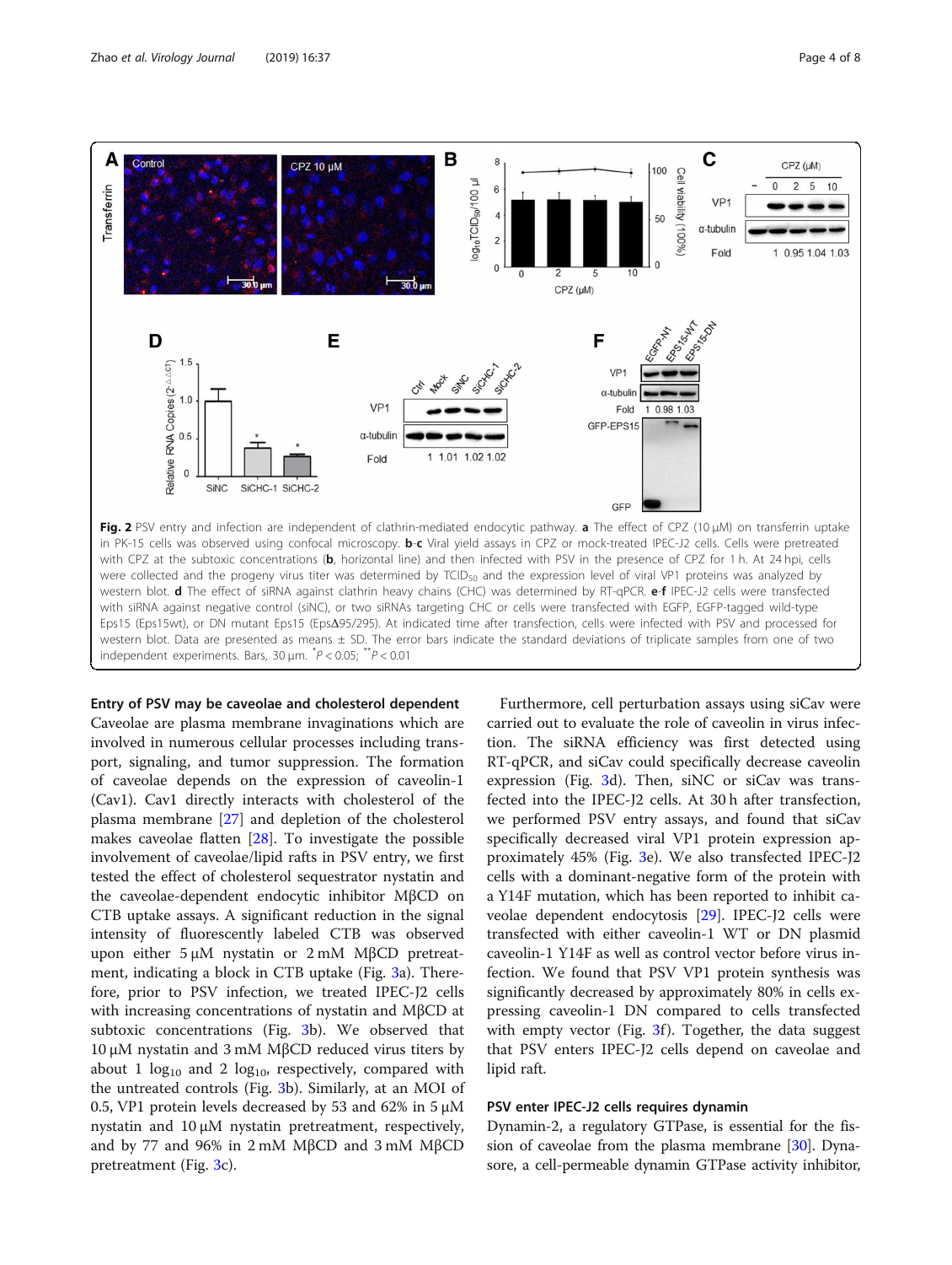**Fig. 2** PSV entry and infection are independent of clathrin-mediated endocytic pathway. **a** The effect of CPZ (10 μM) on transferrin uptake in PK-15 cells was observed using confocal microscopy. **b**-**c** Viral yield assays in CPZ or mock-treated IPEC-J2 cells. Cells were pretreated with CPZ at the subtoxic concentrations (**b**, horizontal line) and then infected with PSV in the presence of CPZ for 1 h. At 24 hpi, cells were collected and the progeny virus titer was determined by $TCID_{50}$ and the expression level of viral VP1 proteins was analyzed by western blot. **d** The effect of siRNA against clathrin heavy chains (CHC) was determined by RT-qPCR. **e**-**f** IPEC-J2 cells were transfected with siRNA against negative control (siNC), or two siRNAs targeting CHC or cells were transfected with EGFP, EGFP-tagged wild-type Eps15 (Eps15wt), or DN mutant Eps15 (EpsΔ95/295). At indicated time after transfection, cells were infected with PSV and processed for western blot. Data are presented as means ± SD. The error bars indicate the standard deviations of triplicate samples from one of two independent experiments. Bars, 30 μm. $^{*}P < 0.05$; $^{**}P < 0.01$

### Entry of PSV may be caveolae and cholesterol dependent

Caveolae are plasma membrane invaginations which are involved in numerous cellular processes including transport, signaling, and tumor suppression. The formation of caveolae depends on the expression of caveolin-1 (Cav1). Cav1 directly interacts with cholesterol of the plasma membrane [27] and depletion of the cholesterol makes caveolae flatten [28]. To investigate the possible involvement of caveolae/lipid rafts in PSV entry, we first tested the effect of cholesterol sequestrator nystatin and the caveolae-dependent endocytic inhibitor MβCD on CTB uptake assays. A significant reduction in the signal intensity of fluorescently labeled CTB was observed upon either 5 μM nystatin or 2 mM MβCD pretreatment, indicating a block in CTB uptake (Fig. 3a). Therefore, prior to PSV infection, we treated IPEC-J2 cells with increasing concentrations of nystatin and MβCD at subtoxic concentrations (Fig. 3b). We observed that 10 μM nystatin and 3 mM MβCD reduced virus titers by about 1 $\log_{10}$ and 2 $\log_{10}$, respectively, compared with the untreated controls (Fig. 3b). Similarly, at an MOI of 0.5, VP1 protein levels decreased by 53 and 62% in 5 μM nystatin and 10 μM nystatin pretreatment, respectively, and by 77 and 96% in 2 mM MβCD and 3 mM MβCD pretreatment (Fig. 3c).

Furthermore, cell perturbation assays using siCav were carried out to evaluate the role of caveolin in virus infection. The siRNA efficiency was first detected using RT-qPCR, and siCav could specifically decrease caveolin expression (Fig. 3d). Then, siNC or siCav was transfected into the IPEC-J2 cells. At 30 h after transfection, we performed PSV entry assays, and found that siCav specifically decreased viral VP1 protein expression approximately 45% (Fig. 3e). We also transfected IPEC-J2 cells with a dominant-negative form of the protein with a Y14F mutation, which has been reported to inhibit caveolae dependent endocytosis [29]. IPEC-J2 cells were transfected with either caveolin-1 WT or DN plasmid caveolin-1 Y14F as well as control vector before virus infection. We found that PSV VP1 protein synthesis was significantly decreased by approximately 80% in cells expressing caveolin-1 DN compared to cells transfected with empty vector (Fig. 3f). Together, the data suggest that PSV enters IPEC-J2 cells depend on caveolae and lipid raft.

### PSV enter IPEC-J2 cells requires dynamin

Dynamin-2, a regulatory GTPase, is essential for the fission of caveolae from the plasma membrane [30]. Dynasore, a cell-permeable dynamin GTPase activity inhibitor,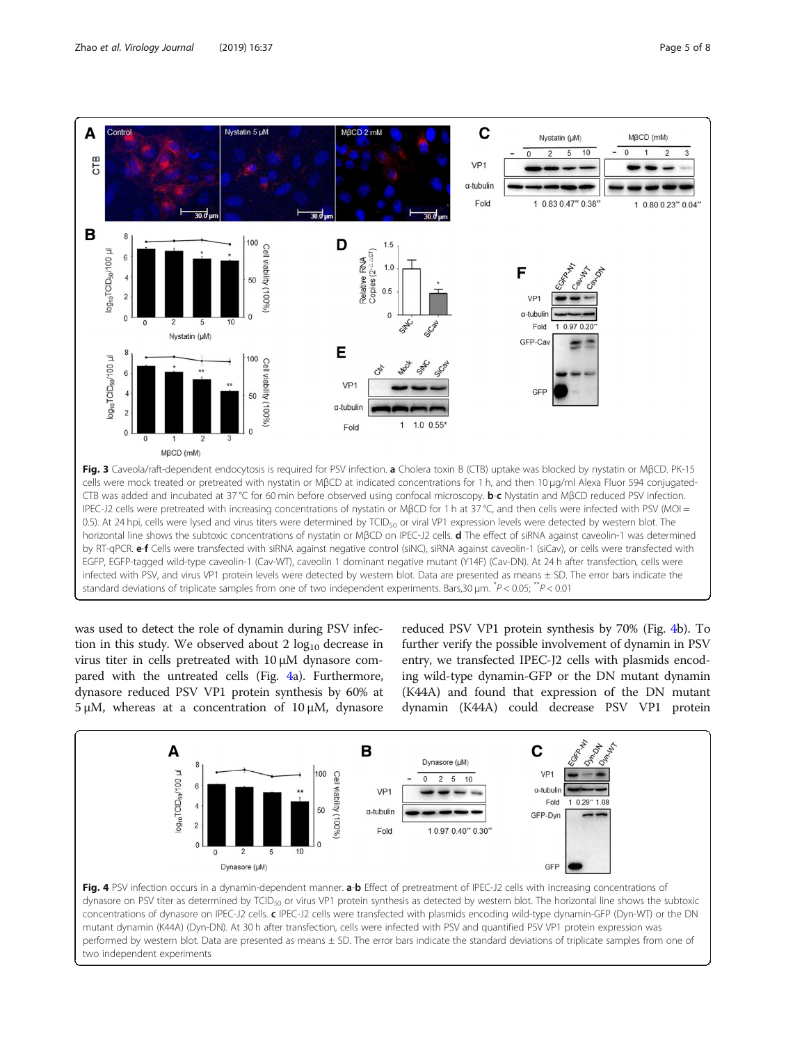**Fig. 3** Caveola/raft-dependent endocytosis is required for PSV infection. **a** Cholera toxin B (CTB) uptake was blocked by nystatin or MβCD. PK-15 cells were mock treated or pretreated with nystatin or MβCD at indicated concentrations for 1 h, and then 10 μg/ml Alexa Fluor 594 conjugated-CTB was added and incubated at 37 °C for 60 min before observed using confocal microscopy. **b**-**c** Nystatin and MβCD reduced PSV infection. IPEC-J2 cells were pretreated with increasing concentrations of nystatin or MβCD for 1 h at 37 °C, and then cells were infected with PSV (MOI = 0.5). At 24 hpi, cells were lysed and virus titers were determined by $TCID_{50}$ or viral VP1 expression levels were detected by western blot. The horizontal line shows the subtoxic concentrations of nystatin or MβCD on IPEC-J2 cells. **d** The effect of siRNA against caveolin-1 was determined by RT-qPCR. **e**-**f** Cells were transfected with siRNA against negative control (siNC), siRNA against caveolin-1 (siCav), or cells were transfected with EGFP, EGFP-tagged wild-type caveolin-1 (Cav-WT), caveolin 1 dominant negative mutant (Y14F) (Cav-DN). At 24 h after transfection, cells were infected with PSV, and virus VP1 protein levels were detected by western blot. Data are presented as means ± SD. The error bars indicate the standard deviations of triplicate samples from one of two independent experiments. Bars,30 μm. $^{*}P < 0.05$; $^{**}P < 0.01$

was used to detect the role of dynamin during PSV infection in this study. We observed about 2 $\log_{10}$ decrease in virus titer in cells pretreated with 10 μM dynasore compared with the untreated cells (Fig. 4a). Furthermore, dynasore reduced PSV VP1 protein synthesis by 60% at 5 μM, whereas at a concentration of 10 μM, dynasore reduced PSV VP1 protein synthesis by 70% (Fig. 4b). To further verify the possible involvement of dynamin in PSV entry, we transfected IPEC-J2 cells with plasmids encoding wild-type dynamin-GFP or the DN mutant dynamin (K44A) and found that expression of the DN mutant dynamin (K44A) could decrease PSV VP1 protein

**Fig. 4** PSV infection occurs in a dynamin-dependent manner. **a**-**b** Effect of pretreatment of IPEC-J2 cells with increasing concentrations of dynasore on PSV titer as determined by $TCID_{50}$ or virus VP1 protein synthesis as detected by western blot. The horizontal line shows the subtoxic concentrations of dynasore on IPEC-J2 cells. **c** IPEC-J2 cells were transfected with plasmids encoding wild-type dynamin-GFP (Dyn-WT) or the DN mutant dynamin (K44A) (Dyn-DN). At 30 h after transfection, cells were infected with PSV and quantified PSV VP1 protein expression was performed by western blot. Data are presented as means ± SD. The error bars indicate the standard deviations of triplicate samples from one of two independent experiments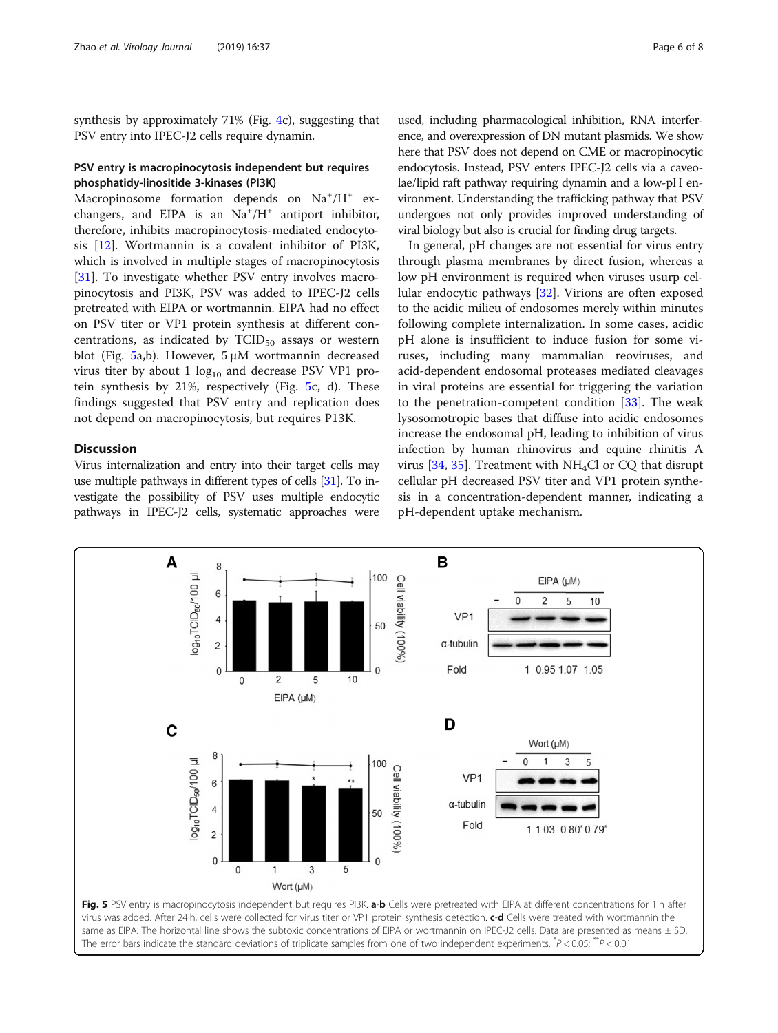synthesis by approximately 71% (Fig. 4c), suggesting that PSV entry into IPEC-J2 cells require dynamin.

### PSV entry is macropinocytosis independent but requires phosphatidy-linositide 3-kinases (PI3K)

Macropinosome formation depends on $Na^+/H^+$ exchangers, and EIPA is an $Na^+/H^+$ antiport inhibitor, therefore, inhibits macropinocytosis-mediated endocytosis [12]. Wortmannin is a covalent inhibitor of PI3K, which is involved in multiple stages of macropinocytosis [31]. To investigate whether PSV entry involves macropinocytosis and PI3K, PSV was added to IPEC-J2 cells pretreated with EIPA or wortmannin. EIPA had no effect on PSV titer or VP1 protein synthesis at different concentrations, as indicated by $TCID_{50}$ assays or western blot (Fig. 5a,b). However, 5 μM wortmannin decreased virus titer by about 1 $\log_{10}$ and decrease PSV VP1 protein synthesis by 21%, respectively (Fig. 5c, d). These findings suggested that PSV entry and replication does not depend on macropinocytosis, but requires P13K.

## Discussion

Virus internalization and entry into their target cells may use multiple pathways in different types of cells [31]. To investigate the possibility of PSV uses multiple endocytic pathways in IPEC-J2 cells, systematic approaches were used, including pharmacological inhibition, RNA interference, and overexpression of DN mutant plasmids. We show here that PSV does not depend on CME or macropinocytic endocytosis. Instead, PSV enters IPEC-J2 cells via a caveolae/lipid raft pathway requiring dynamin and a low-pH environment. Understanding the trafficking pathway that PSV undergoes not only provides improved understanding of viral biology but also is crucial for finding drug targets.

In general, pH changes are not essential for virus entry through plasma membranes by direct fusion, whereas a low pH environment is required when viruses usurp cellular endocytic pathways [32]. Virions are often exposed to the acidic milieu of endosomes merely within minutes following complete internalization. In some cases, acidic pH alone is insufficient to induce fusion for some viruses, including many mammalian reoviruses, and acid-dependent endosomal proteases mediated cleavages in viral proteins are essential for triggering the variation to the penetration-competent condition [33]. The weak lysosomotropic bases that diffuse into acidic endosomes increase the endosomal pH, leading to inhibition of virus infection by human rhinovirus and equine rhinitis A virus [34, 35]. Treatment with $NH_4Cl$ or CQ that disrupt cellular pH decreased PSV titer and VP1 protein synthesis in a concentration-dependent manner, indicating a pH-dependent uptake mechanism.

**Fig. 5** PSV entry is macropinocytosis independent but requires PI3K. **a**-**b** Cells were pretreated with EIPA at different concentrations for 1 h after virus was added. After 24 h, cells were collected for virus titer or VP1 protein synthesis detection. **c**-**d** Cells were treated with wortmannin the same as EIPA. The horizontal line shows the subtoxic concentrations of EIPA or wortmannin on IPEC-J2 cells. Data are presented as means ± SD. The error bars indicate the standard deviations of triplicate samples from one of two independent experiments. *$P < 0.05$; **$P < 0.01$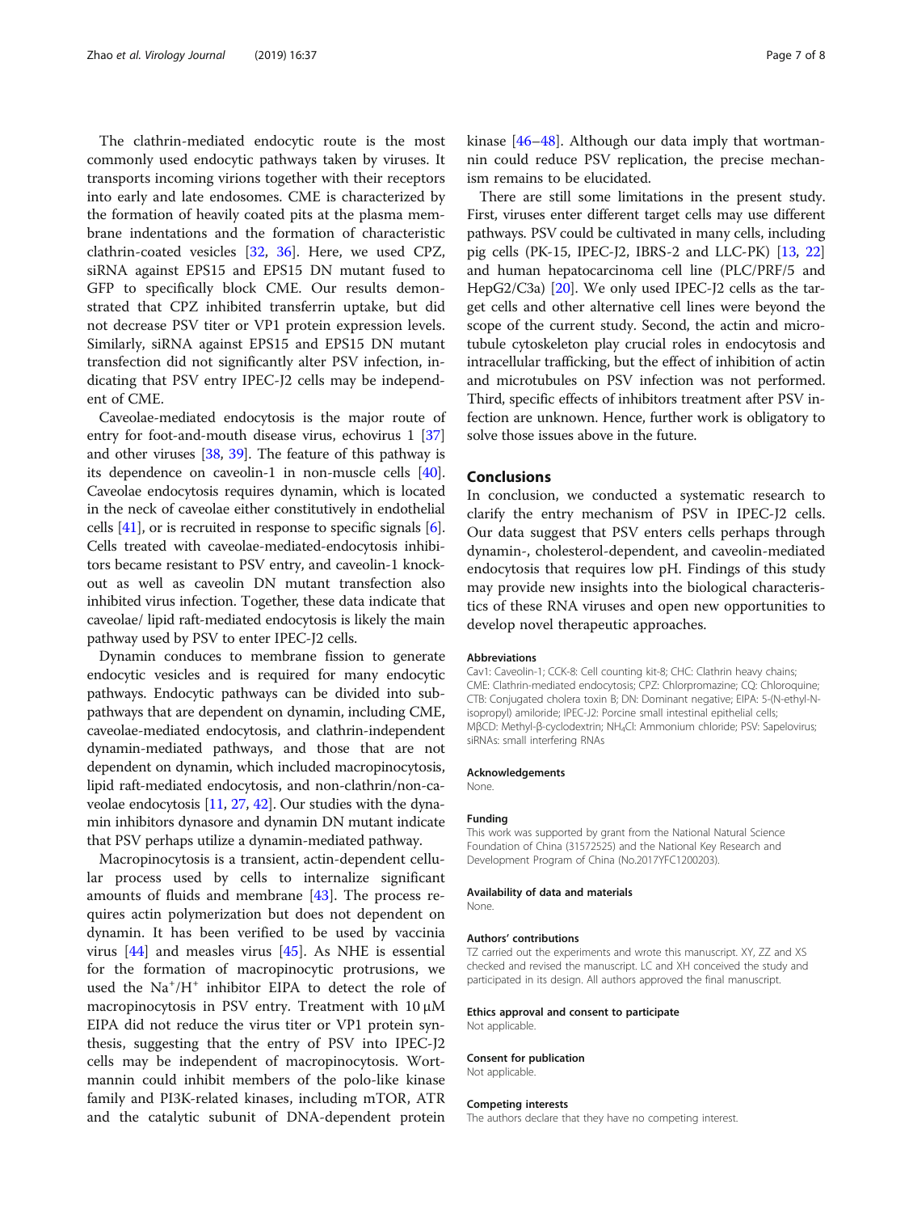The clathrin-mediated endocytic route is the most commonly used endocytic pathways taken by viruses. It transports incoming virions together with their receptors into early and late endosomes. CME is characterized by the formation of heavily coated pits at the plasma membrane indentations and the formation of characteristic clathrin-coated vesicles [32, 36]. Here, we used CPZ, siRNA against EPS15 and EPS15 DN mutant fused to GFP to specifically block CME. Our results demonstrated that CPZ inhibited transferrin uptake, but did not decrease PSV titer or VP1 protein expression levels. Similarly, siRNA against EPS15 and EPS15 DN mutant transfection did not significantly alter PSV infection, indicating that PSV entry IPEC-J2 cells may be independent of CME.

Caveolae-mediated endocytosis is the major route of entry for foot-and-mouth disease virus, echovirus 1 [37] and other viruses [38, 39]. The feature of this pathway is its dependence on caveolin-1 in non-muscle cells [40]. Caveolae endocytosis requires dynamin, which is located in the neck of caveolae either constitutively in endothelial cells [41], or is recruited in response to specific signals [6]. Cells treated with caveolae-mediated-endocytosis inhibitors became resistant to PSV entry, and caveolin-1 knockout as well as caveolin DN mutant transfection also inhibited virus infection. Together, these data indicate that caveolae/ lipid raft-mediated endocytosis is likely the main pathway used by PSV to enter IPEC-J2 cells.

Dynamin conduces to membrane fission to generate endocytic vesicles and is required for many endocytic pathways. Endocytic pathways can be divided into subpathways that are dependent on dynamin, including CME, caveolae-mediated endocytosis, and clathrin-independent dynamin-mediated pathways, and those that are not dependent on dynamin, which included macropinocytosis, lipid raft-mediated endocytosis, and non-clathrin/non-caveolae endocytosis [11, 27, 42]. Our studies with the dynamin inhibitors dynasore and dynamin DN mutant indicate that PSV perhaps utilize a dynamin-mediated pathway.

Macropinocytosis is a transient, actin-dependent cellular process used by cells to internalize significant amounts of fluids and membrane [43]. The process requires actin polymerization but does not dependent on dynamin. It has been verified to be used by vaccinia virus [44] and measles virus [45]. As NHE is essential for the formation of macropinocytic protrusions, we used the $Na^+/H^+$ inhibitor EIPA to detect the role of macropinocytosis in PSV entry. Treatment with 10 μM EIPA did not reduce the virus titer or VP1 protein synthesis, suggesting that the entry of PSV into IPEC-J2 cells may be independent of macropinocytosis. Wortmannin could inhibit members of the polo-like kinase family and PI3K-related kinases, including mTOR, ATR and the catalytic subunit of DNA-dependent protein kinase [46–48]. Although our data imply that wortmannin could reduce PSV replication, the precise mechanism remains to be elucidated.

There are still some limitations in the present study. First, viruses enter different target cells may use different pathways. PSV could be cultivated in many cells, including pig cells (PK-15, IPEC-J2, IBRS-2 and LLC-PK) [13, 22] and human hepatocarcinoma cell line (PLC/PRF/5 and HepG2/C3a) [20]. We only used IPEC-J2 cells as the target cells and other alternative cell lines were beyond the scope of the current study. Second, the actin and microtubule cytoskeleton play crucial roles in endocytosis and intracellular trafficking, but the effect of inhibition of actin and microtubules on PSV infection was not performed. Third, specific effects of inhibitors treatment after PSV infection are unknown. Hence, further work is obligatory to solve those issues above in the future.

## Conclusions

In conclusion, we conducted a systematic research to clarify the entry mechanism of PSV in IPEC-J2 cells. Our data suggest that PSV enters cells perhaps through dynamin-, cholesterol-dependent, and caveolin-mediated endocytosis that requires low pH. Findings of this study may provide new insights into the biological characteristics of these RNA viruses and open new opportunities to develop novel therapeutic approaches.

### Abbreviations

Cav1: Caveolin-1; CCK-8: Cell counting kit-8; CHC: Clathrin heavy chains; CME: Clathrin-mediated endocytosis; CPZ: Chlorpromazine; CQ: Chloroquine; CTB: Conjugated cholera toxin B; DN: Dominant negative; EIPA: 5-(N-ethyl-N-isopropyl) amiloride; IPEC-J2: Porcine small intestinal epithelial cells; MβCD: Methyl-β-cyclodextrin; $NH_4Cl$: Ammonium chloride; PSV: Sapelovirus; siRNAs: small interfering RNAs

### Acknowledgements

None.

### Funding

This work was supported by grant from the National Natural Science Foundation of China (31572525) and the National Key Research and Development Program of China (No.2017YFC1200203).

### Availability of data and materials

None.

### Authors' contributions

TZ carried out the experiments and wrote this manuscript. XY, ZZ and XS checked and revised the manuscript. LC and XH conceived the study and participated in its design. All authors approved the final manuscript.

### Ethics approval and consent to participate

Not applicable.

### Consent for publication

Not applicable.

### Competing interests

The authors declare that they have no competing interest.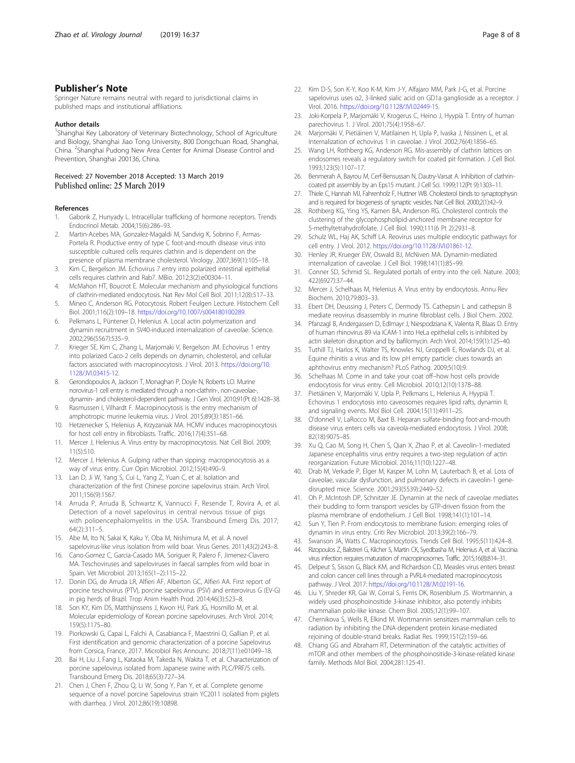## Publisher's Note

Springer Nature remains neutral with regard to jurisdictional claims in published maps and institutional affiliations.

### Author details

[1]Shanghai Key Laboratory of Veterinary Biotechnology, School of Agriculture and Biology, Shanghai Jiao Tong University, 800 Dongchuan Road, Shanghai, China. [2]Shanghai Pudong New Area Center for Animal Disease Control and Prevention, Shanghai 200136, China.

Received: 27 November 2018 Accepted: 13 March 2019
Published online: 25 March 2019

### References

1. Gaborik Z, Hunyady L. Intracellular trafficking of hormone receptors. Trends Endocrinol Metab. 2004;15(6):286–93.
2. Martin-Acebes MA, Gonzalez-Magaldi M, Sandvig K, Sobrino F, Armas-Portela R. Productive entry of type C foot-and-mouth disease virus into susceptible cultured cells requires clathrin and is dependent on the presence of plasma membrane cholesterol. Virology. 2007;369(1):105–18.
3. Kim C, Bergelson JM. Echovirus 7 entry into polarized intestinal epithelial cells requires clathrin and Rab7. MBio. 2012;3(2):e00304–11.
4. McMahon HT, Boucrot E. Molecular mechanism and physiological functions of clathrin-mediated endocytosis. Nat Rev Mol Cell Biol. 2011;12(8):517–33.
5. Mineo C, Anderson RG. Potocytosis. Robert Feulgen Lecture. Histochem Cell Biol. 2001;116(2):109–18. https://doi.org/10.1007/s004180100289.
6. Pelkmans L, Püntener D, Helenius A. Local actin polymerization and dynamin recruitment in SV40-induced internalization of caveolae. Science. 2002;296(5567):535–9.
7. Krieger SE, Kim C, Zhang L, Marjomaki V, Bergelson JM. Echovirus 1 entry into polarized Caco-2 cells depends on dynamin, cholesterol, and cellular factors associated with macropinocytosis. J Virol. 2013. https://doi.org/10.1128/JVI.03415-12.
8. Gerondopoulos A, Jackson T, Monaghan P, Doyle N, Roberts LO. Murine norovirus-1 cell entry is mediated through a non-clathrin-, non-caveolae-, dynamin- and cholesterol-dependent pathway. J Gen Virol. 2010;91(Pt 6):1428–38.
9. Rasmussen I, Vilhardt F. Macropinocytosis is the entry mechanism of amphotropic murine leukemia virus. J Virol. 2015;89(3):1851–66.
10. Hetzenecker S, Helenius A, Krzyzaniak MA. HCMV induces macropinocytosis for host cell entry in fibroblasts. Traffic. 2016;17(4):351–68.
11. Mercer J, Helenius A. Virus entry by macropinocytosis. Nat Cell Biol. 2009; 11(5):510.
12. Mercer J, Helenius A. Gulping rather than sipping: macropinocytosis as a way of virus entry. Curr Opin Microbiol. 2012;15(4):490–9.
13. Lan D, Ji W, Yang S, Cui L, Yang Z, Yuan C, et al. Isolation and characterization of the first Chinese porcine sapelovirus strain. Arch Virol. 2011;156(9):1567.
14. Arruda P, Arruda B, Schwartz K, Vannucci F, Resende T, Rovira A, et al. Detection of a novel sapelovirus in central nervous tissue of pigs with polioencephalomyelitis in the USA. Transbound Emerg Dis. 2017; 64(2):311–5.
15. Abe M, Ito N, Sakai K, Kaku Y, Oba M, Nishimura M, et al. A novel sapelovirus-like virus isolation from wild boar. Virus Genes. 2011;43(2):243–8.
16. Cano-Gomez C, Garcia-Casado MA, Soriguer R, Palero F, Jimenez-Clavero MA. Teschoviruses and sapeloviruses in faecal samples from wild boar in Spain. Vet Microbiol. 2013;165(1–2):115–22.
17. Donin DG, de Arruda LR, Alfieri AF, Alberton GC, Alfieri AA. First report of porcine teschovirus (PTV), porcine sapelovirus (PSV) and enterovirus G (EV-G) in pig herds of Brazil. Trop Anim Health Prod. 2014;46(3):523–8.
18. Son KY, Kim DS, Matthijnssens J, Kwon HJ, Park JG, Hosmillo M, et al. Molecular epidemiology of Korean porcine sapeloviruses. Arch Virol. 2014; 159(5):1175–80.
19. Piorkowski G, Capai L, Falchi A, Casabianca F, Maestrini O, Gallian P, et al. First identification and genomic characterization of a porcine Sapelovirus from Corsica, France, 2017. Microbiol Res Announc. 2018;7(11):e01049–18.
20. Bai H, Liu J, Fang L, Kataoka M, Takeda N, Wakita T, et al. Characterization of porcine sapelovirus isolated from Japanese swine with PLC/PRF/5 cells. Transbound Emerg Dis. 2018;65(3):727–34.
21. Chen J, Chen F, Zhou Q, Li W, Song Y, Pan Y, et al. Complete genome sequence of a novel porcine Sapelovirus strain YC2011 isolated from piglets with diarrhea. J Virol. 2012;86(19):10898.
22. Kim D-S, Son K-Y, Koo K-M, Kim J-Y, Alfajaro MM, Park J-G, et al. Porcine sapelovirus uses α2, 3-linked sialic acid on GD1a ganglioside as a receptor. J Virol. 2016. https://doi.org/10.1128/JVI.02449-15.
23. Joki-Korpela P, Marjomäki V, Krogerus C, Heino J, Hyypiä T. Entry of human parechovirus 1. J Virol. 2001;75(4):1958–67.
24. Marjomäki V, Pietiäinen V, Matilainen H, Upla P, Ivaska J, Nissinen L, et al. Internalization of echovirus 1 in caveolae. J Virol. 2002;76(4):1856–65.
25. Wang LH, Rothberg KG, Anderson RG. Mis-assembly of clathrin lattices on endosomes reveals a regulatory switch for coated pit formation. J Cell Biol. 1993;123(5):1107–17.
26. Benmerah A, Bayrou M, Cerf-Bensussan N, Dautry-Varsat A. Inhibition of clathrin-coated pit assembly by an Eps15 mutant. J Cell Sci. 1999;112(Pt 9):1303–11.
27. Thiele C, Hannah MJ, Fahrenholz F, Huttner WB. Cholesterol binds to synaptophysin and is required for biogenesis of synaptic vesicles. Nat Cell Biol. 2000;2(1):42–9.
28. Rothberg KG, Ying YS, Kamen BA, Anderson RG. Cholesterol controls the clustering of the glycophospholipid-anchored membrane receptor for 5-methyltetrahydrofolate. J Cell Biol. 1990;111(6 Pt 2):2931–8.
29. Schulz WL, Haj AK, Schiff LA. Reovirus uses multiple endocytic pathways for cell entry. J Virol. 2012. https://doi.org/10.1128/JVI.01861-12.
30. Henley JR, Krueger EW, Oswald BJ, McNiven MA. Dynamin-mediated internalization of caveolae. J Cell Biol. 1998;141(1):85–99.
31. Conner SD, Schmid SL. Regulated portals of entry into the cell. Nature. 2003; 422(6927):37–44.
32. Mercer J, Schelhaas M, Helenius A. Virus entry by endocytosis. Annu Rev Biochem. 2010;79:803–33.
33. Ebert DH, Deussing J, Peters C, Dermody TS. Cathepsin L and cathepsin B mediate reovirus disassembly in murine fibroblast cells. J Biol Chem. 2002.
34. Pfanzagl B, Andergassen D, Edlmayr J, Niespodziana K, Valenta R, Blaas D. Entry of human rhinovirus 89 via ICAM-1 into HeLa epithelial cells is inhibited by actin skeleton disruption and by bafilomycin. Arch Virol. 2014;159(1):125–40.
35. Tuthill TJ, Harlos K, Walter TS, Knowles NJ, Groppelli E, Rowlands DJ, et al. Equine rhinitis a virus and its low pH empty particle: clues towards an aphthovirus entry mechanism? PLoS Pathog. 2009;5(10):9.
36. Schelhaas M. Come in and take your coat off–how host cells provide endocytosis for virus entry. Cell Microbiol. 2010;12(10):1378–88.
37. Pietiäinen V, Marjomäki V, Upla P, Pelkmans L, Helenius A, Hyypiä T. Echovirus 1 endocytosis into caveosomes requires lipid rafts, dynamin II, and signaling events. Mol Biol Cell. 2004;15(11):4911–25.
38. O'donnell V, LaRocco M, Baxt B. Heparan sulfate-binding foot-and-mouth disease virus enters cells via caveola-mediated endocytosis. J Virol. 2008; 82(18):9075–85.
39. Xu Q, Cao M, Song H, Chen S, Qian X, Zhao P, et al. Caveolin-1-mediated Japanese encephalitis virus entry requires a two-step regulation of actin reorganization. Future Microbiol. 2016;11(10):1227–48.
40. Drab M, Verkade P, Elger M, Kasper M, Lohn M, Lauterbach B, et al. Loss of caveolae, vascular dysfunction, and pulmonary defects in caveolin-1 gene-disrupted mice. Science. 2001;293(5539):2449–52.
41. Oh P, McIntosh DP, Schnitzer JE. Dynamin at the neck of caveolae mediates their budding to form transport vesicles by GTP-driven fission from the plasma membrane of endothelium. J Cell Biol. 1998;141(1):101–14.
42. Sun Y, Tien P. From endocytosis to membrane fusion: emerging roles of dynamin in virus entry. Criti Rev Microbiol. 2013;39(2):166–79.
43. Swanson JA, Watts C. Macropinocytosis. Trends Cell Biol. 1995;5(11):424–8.
44. Rizopoulos Z, Balistreri G, Kilcher S, Martin CK, Syedbasha M, Helenius A, et al. Vaccinia virus infection requires maturation of macropinosomes. Traffic. 2015;16(8):814–31.
45. Delpeut S, Sisson G, Black KM, and Richardson CD, Measles virus enters breast and colon cancer cell lines through a PVRL4-mediated macropinocytosis pathway. J Virol. 2017: https://doi.org/10.1128/JVI.02191-16.
46. Liu Y, Shreder KR, Gai W, Corral S, Ferris DK, Rosenblum JS. Wortmannin, a widely used phosphoinositide 3-kinase inhibitor, also potently inhibits mammalian polo-like kinase. Chem Biol. 2005;12(1):99–107.
47. Chernikova S, Wells R, Elkind M. Wortmannin sensitizes mammalian cells to radiation by inhibiting the DNA-dependent protein kinase-mediated rejoining of double-strand breaks. Radiat Res. 1999;151(2):159–66.
48. Chiang GG and Abraham RT, Determination of the catalytic activities of mTOR and other members of the phosphoinositide-3-kinase-related kinase family. Methods Mol Biol. 2004;281:125-41.